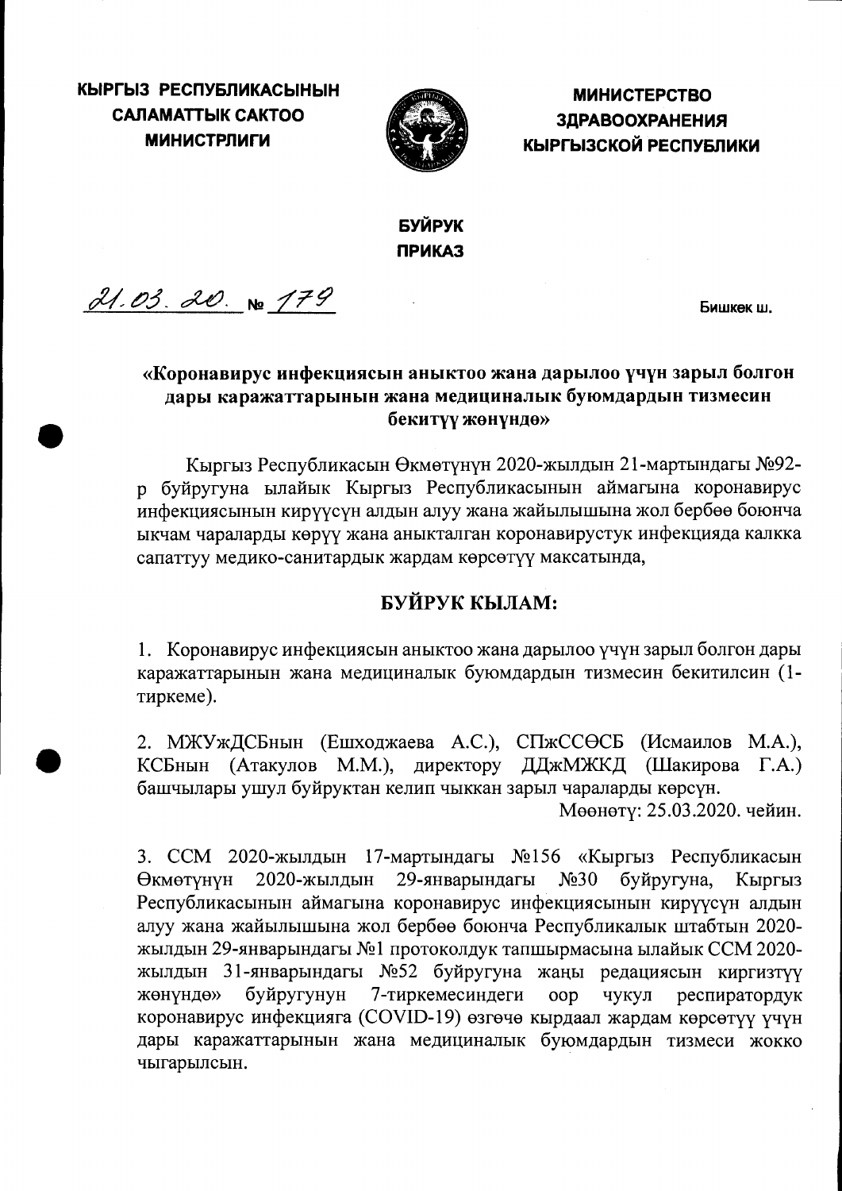**КЫРГЫЗ РЕСПУБЛИКАСЫНЫН САЛАМАТТЫК САКТОО МИНИСТРЛИГИ**

**МИНИСТЕРСТВО ЗДРАВООХРАНЕНИЯ КЫРГЫЗСКОЙ РЕСПУБЛИКИ**

**БУЙРУК**
**ПРИКАЗ**

21.03.20. № 179

Бишкек ш.

**«Коронавирус инфекциясын аныктоо жана дарылоо үчүн зарыл болгон дары каражаттарынын жана медициналык буюмдардын тизмесин бекитүү жөнүндө»**

Кыргыз Республикасын Өкмөтүнүн 2020-жылдын 21-мартындагы №92-р буйругуна ылайык Кыргыз Республикасынын аймагына коронавирус инфекциясынын кирүүсүн алдын алуу жана жайылышына жол бербөө боюнча ыкчам чараларды көрүү жана аныкталган коронавирустук инфекцияда калкка сапаттуу медико-санитардык жардам көрсөтүү максатында,

**БУЙРУК КЫЛАМ:**

1. Коронавирус инфекциясын аныктоо жана дарылоо үчүн зарыл болгон дары каражаттарынын жана медициналык буюмдардын тизмесин бекитилсин (1-тиркеме).

2. МЖУжДСБнын (Ешходжаева А.С.), СПжССӨСБ (Исмаилов М.А.), КСБнын (Атакулов М.М.), директору ДДжМЖКД (Шакирова Г.А.) башчылары ушул буйруктан келип чыккан зарыл чараларды көрсүн.

Мөөнөтү: 25.03.2020. чейин.

3. ССМ 2020-жылдын 17-мартындагы №156 «Кыргыз Республикасын Өкмөтүнүн 2020-жылдын 29-январындагы №30 буйругуна, Кыргыз Республикасынын аймагына коронавирус инфекциясынын кирүүсүн алдын алуу жана жайылышына жол бербөө боюнча Республикалык штабтын 2020-жылдын 29-январындагы №1 протоколдук тапшырмасына ылайык ССМ 2020-жылдын 31-январындагы №52 буйругуна жаңы редакциясын киргизтүү жөнүндө» буйругунун 7-тиркемесиндеги оор чукул респиратордук коронавирус инфекцияга (COVID-19) өзгөчө кырдаал жардам көрсөтүү үчүн дары каражаттарынын жана медициналык буюмдардын тизмеси жокко чыгарылсын.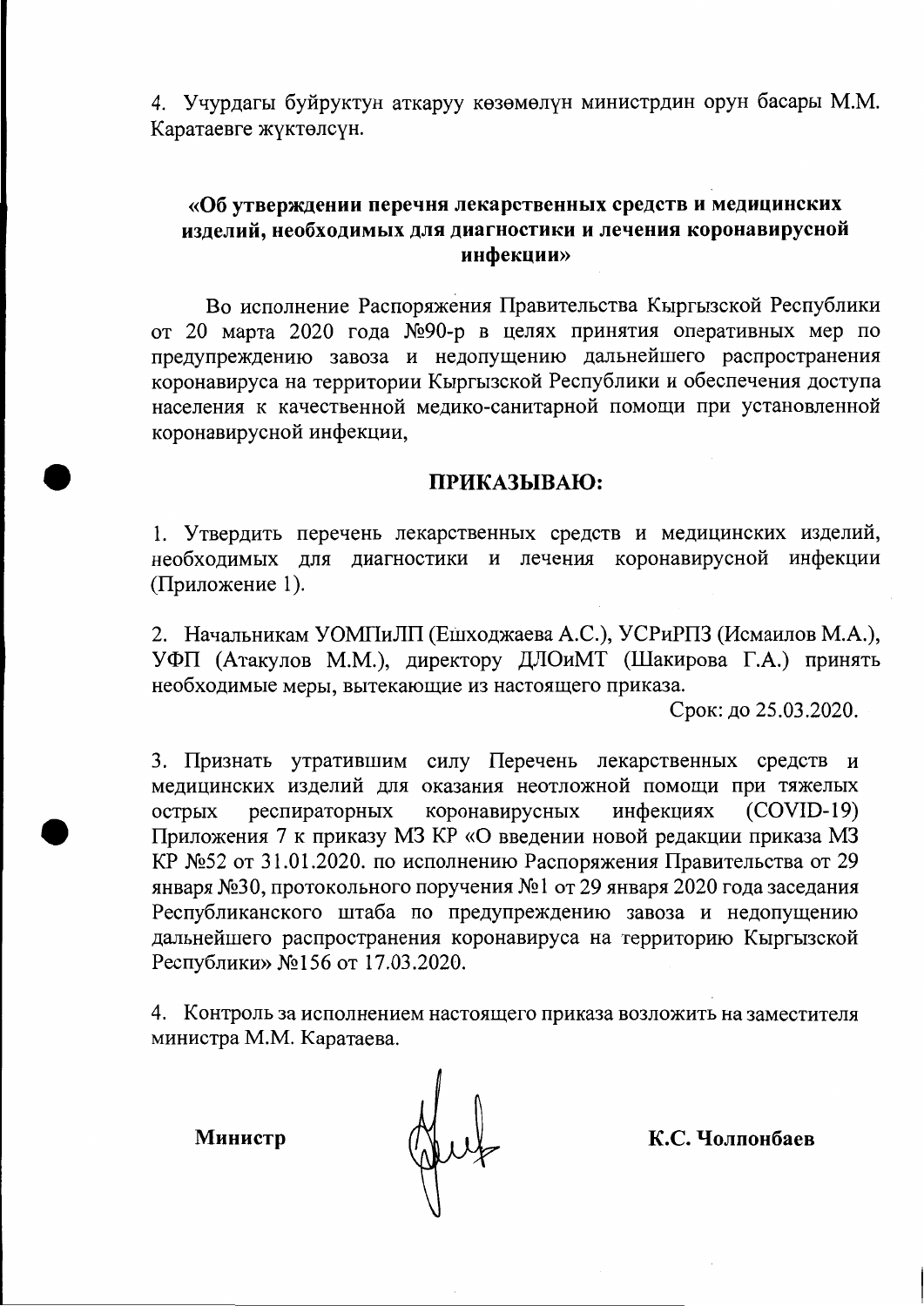4. Учурдагы буйруктун аткаруу көзөмөлүн министрдин орун басары М.М. Каратаевге жүктөлсүн.

## «Об утверждении перечня лекарственных средств и медицинских изделий, необходимых для диагностики и лечения коронавирусной инфекции»

Во исполнение Распоряжения Правительства Кыргызской Республики от 20 марта 2020 года №90-р в целях принятия оперативных мер по предупреждению завоза и недопущению дальнейшего распространения коронавируса на территории Кыргызской Республики и обеспечения доступа населения к качественной медико-санитарной помощи при установленной коронавирусной инфекции,

## ПРИКАЗЫВАЮ:

1. Утвердить перечень лекарственных средств и медицинских изделий, необходимых для диагностики и лечения коронавирусной инфекции (Приложение 1).

2. Начальникам УОМПиЛП (Ешходжаева А.С.), УСРиРПЗ (Исмаилов М.А.), УФП (Атакулов М.М.), директору ДЛОиМТ (Шакирова Г.А.) принять необходимые меры, вытекающие из настоящего приказа.

Срок: до 25.03.2020.

3. Признать утратившим силу Перечень лекарственных средств и медицинских изделий для оказания неотложной помощи при тяжелых острых респираторных коронавирусных инфекциях (COVID-19) Приложения 7 к приказу МЗ КР «О введении новой редакции приказа МЗ КР №52 от 31.01.2020. по исполнению Распоряжения Правительства от 29 января №30, протокольного поручения №1 от 29 января 2020 года заседания Республиканского штаба по предупреждению завоза и недопущению дальнейшего распространения коронавируса на территорию Кыргызской Республики» №156 от 17.03.2020.

4. Контроль за исполнением настоящего приказа возложить на заместителя министра М.М. Каратаева.

**Министр** **К.С. Чолпонбаев**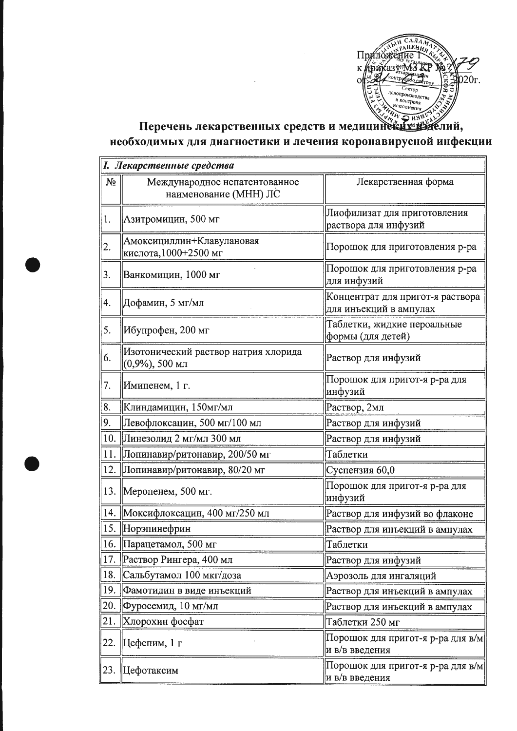Приложение 1
к приказу МЗ КР № 179
от 2020г.

## Перечень лекарственных средств и медицинских изделий, необходимых для диагностики и лечения коронавирусной инфекции

| *I. Лекарственные средства* | | |
|---|---|---|
| № | Международное непатентованное наименование (МНН) ЛС | Лекарственная форма |
| 1. | Азитромицин, 500 мг | Лиофилизат для приготовления раствора для инфузий |
| 2. | Амоксициллин+Клавулановая кислота,1000+2500 мг | Порошок для приготовления р-ра |
| 3. | Ванкомицин, 1000 мг | Порошок для приготовления р-ра для инфузий |
| 4. | Дофамин, 5 мг/мл | Концентрат для пригот-я раствора для инъекций в ампулах |
| 5. | Ибупрофен, 200 мг | Таблетки, жидкие пероальные формы (для детей) |
| 6. | Изотонический раствор натрия хлорида (0,9%), 500 мл | Раствор для инфузий |
| 7. | Имипенем, 1 г. | Порошок для пригот-я р-ра для инфузий |
| 8. | Клиндамицин, 150мг/мл | Раствор, 2мл |
| 9. | Левофлоксацин, 500 мг/100 мл | Раствор для инфузий |
| 10. | Линезолид 2 мг/мл 300 мл | Раствор для инфузий |
| 11. | Лопинавир/ритонавир, 200/50 мг | Таблетки |
| 12. | Лопинавир/ритонавир, 80/20 мг | Суспензия 60,0 |
| 13. | Меропенем, 500 мг. | Порошок для пригот-я р-ра для инфузий |
| 14. | Моксифлоксацин, 400 мг/250 мл | Раствор для инфузий во флаконе |
| 15. | Норэпинефрин | Раствор для инъекций в ампулах |
| 16. | Парацетамол, 500 мг | Таблетки |
| 17. | Раствор Рингера, 400 мл | Раствор для инфузий |
| 18. | Сальбутамол 100 мкг/доза | Аэрозоль для ингаляций |
| 19. | Фамотидин в виде инъекций | Раствор для инъекций в ампулах |
| 20. | Фуросемид, 10 мг/мл | Раствор для инъекций в ампулах |
| 21. | Хлорохин фосфат | Таблетки 250 мг |
| 22. | Цефепим, 1 г | Порошок для пригот-я р-ра для в/м и в/в введения |
| 23. | Цефотаксим | Порошок для пригот-я р-ра для в/м и в/в введения |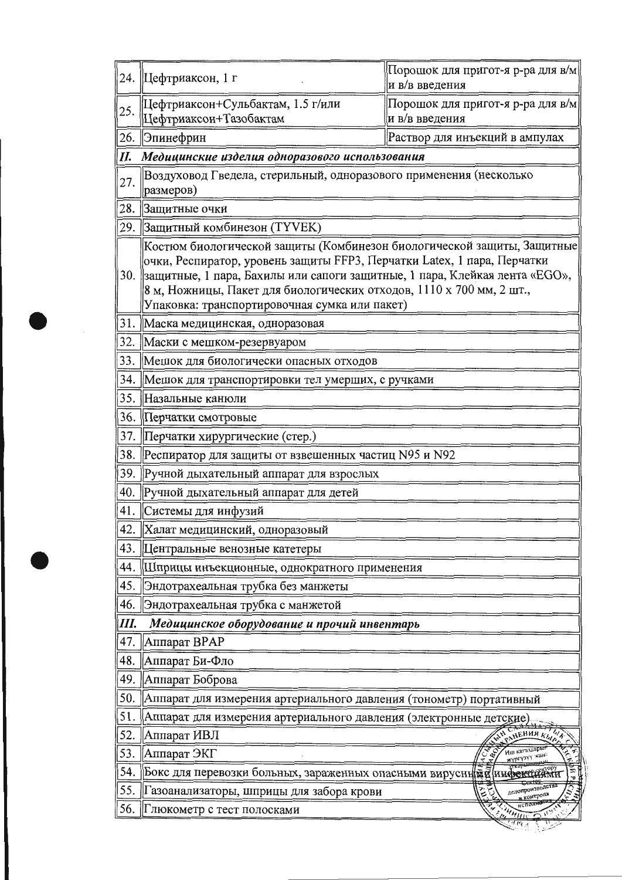| | | |
|---|---|---|
| 24. | Цефтриаксон, 1 г | Порошок для пригот-я р-ра для в/м и в/в введения |
| 25. | Цефтриаксон+Сульбактам, 1.5 г/или Цефтриаксон+Тазобактам | Порошок для пригот-я р-ра для в/м и в/в введения |
| 26. | Эпинефрин | Раствор для инъекций в ампулах |
| ***II.*** | ***Медицинские изделия одноразового использования*** | |
| 27. | Воздуховод Гведела, стерильный, одноразового применения (несколько размеров) | |
| 28. | Защитные очки | |
| 29. | Защитный комбинезон (TYVEK) | |
| 30. | Костюм биологической защиты (Комбинезон биологической защиты, Защитные очки, Респиратор, уровень защиты FFP3, Перчатки Latex, 1 пара, Перчатки защитные, 1 пара, Бахилы или сапоги защитные, 1 пара, Клейкая лента «EGO», 8 м, Ножницы, Пакет для биологических отходов, 1110 х 700 мм, 2 шт., Упаковка: транспортировочная сумка или пакет) | |
| 31. | Маска медицинская, одноразовая | |
| 32. | Маски с мешком-резервуаром | |
| 33. | Мешок для биологически опасных отходов | |
| 34. | Мешок для транспортировки тел умерших, с ручками | |
| 35. | Назальные канюли | |
| 36. | Перчатки смотровые | |
| 37. | Перчатки хирургические (стер.) | |
| 38. | Респиратор для защиты от взвешенных частиц N95 и N92 | |
| 39. | Ручной дыхательный аппарат для взрослых | |
| 40. | Ручной дыхательный аппарат для детей | |
| 41. | Системы для инфузий | |
| 42. | Халат медицинский, одноразовый | |
| 43. | Центральные венозные катетеры | |
| 44. | Шприцы инъекционные, однократного применения | |
| 45. | Эндотрахеальная трубка без манжеты | |
| 46. | Эндотрахеальная трубка с манжетой | |
| ***III.*** | ***Медицинское оборудование и прочий инвентарь*** | |
| 47. | Аппарат BPAP | |
| 48. | Аппарат Би-Фло | |
| 49. | Аппарат Боброва | |
| 50. | Аппарат для измерения артериального давления (тонометр) портативный | |
| 51. | Аппарат для измерения артериального давления (электронные детские) | |
| 52. | Аппарат ИВЛ | |
| 53. | Аппарат ЭКГ | |
| 54. | Бокс для перевозки больных, зараженных опасными вирусными инфекциями | |
| 55. | Газоанализаторы, шприцы для забора крови | |
| 56. | Глюкометр с тест полосками | |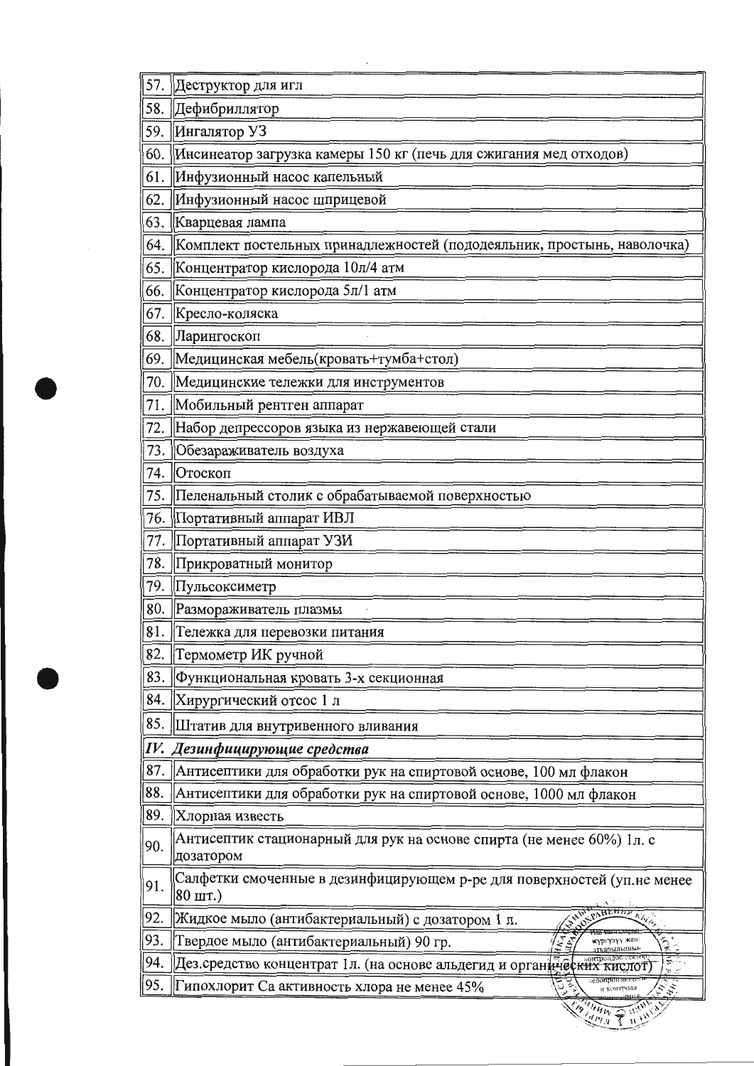| | |
|---|---|
| 57. | Деструктор для игл |
| 58. | Дефибриллятор |
| 59. | Ингалятор УЗ |
| 60. | Инсинеатор загрузка камеры 150 кг (печь для сжигания мед отходов) |
| 61. | Инфузионный насос капельный |
| 62. | Инфузионный насос шприцевой |
| 63. | Кварцевая лампа |
| 64. | Комплект постельных принадлежностей (пододеяльник, простынь, наволочка) |
| 65. | Концентратор кислорода 10л/4 атм |
| 66. | Концентратор кислорода 5л/1 атм |
| 67. | Кресло-коляска |
| 68. | Ларингоскоп |
| 69. | Медицинская мебель(кровать+тумба+стол) |
| 70. | Медицинские тележки для инструментов |
| 71. | Мобильный рентген аппарат |
| 72. | Набор депрессоров языка из нержавеющей стали |
| 73. | Обеззараживатель воздуха |
| 74. | Отоскоп |
| 75. | Пеленальный столик с обрабатываемой поверхностью |
| 76. | Портативный аппарат ИВЛ |
| 77. | Портативный аппарат УЗИ |
| 78. | Прикроватный монитор |
| 79. | Пульсоксиметр |
| 80. | Размораживатель плазмы |
| 81. | Тележка для перевозки питания |
| 82. | Термометр ИК ручной |
| 83. | Функциональная кровать 3-х секционная |
| 84. | Хирургический отсос 1 л |
| 85. | Штатив для внутривенного вливания |
| ***IV.*** | ***Дезинфицирующие средства*** |
| 87. | Антисептики для обработки рук на спиртовой основе, 100 мл флакон |
| 88. | Антисептики для обработки рук на спиртовой основе, 1000 мл флакон |
| 89. | Хлорная известь |
| 90. | Антисептик стационарный для рук на основе спирта (не менее 60%) 1л. с дозатором |
| 91. | Салфетки смоченные в дезинфицирующем р-ре для поверхностей (уп.не менее 80 шт.) |
| 92. | Жидкое мыло (антибактериальный) с дозатором 1 л. |
| 93. | Твердое мыло (антибактериальный) 90 гр. |
| 94. | Дез.средство концентрат 1л. (на основе альдегид и органических кислот) |
| 95. | Гипохлорит Са активность хлора не менее 45% |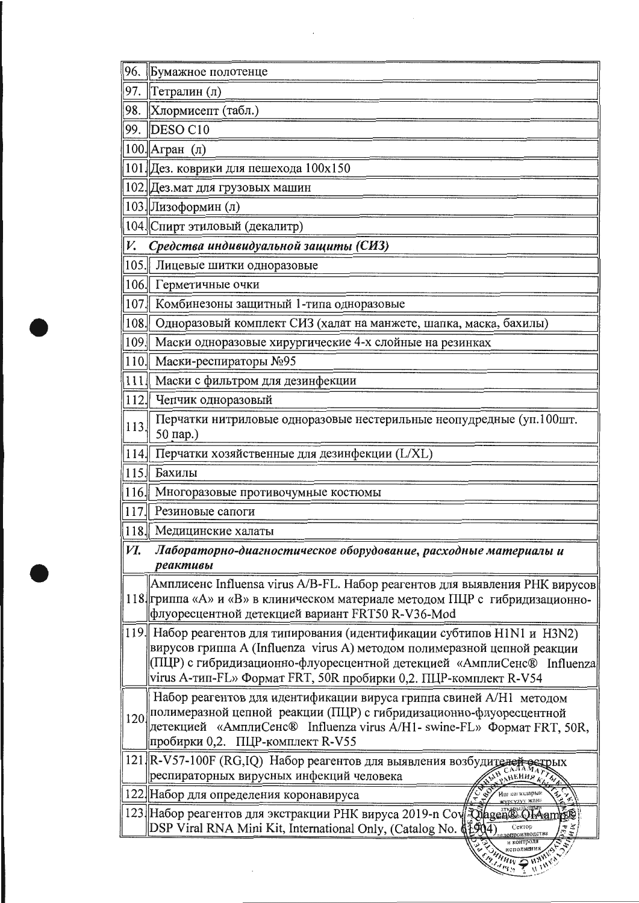| | |
|---|---|
| 96. | Бумажное полотенце |
| 97. | Тетралин (л) |
| 98. | Хлормисепт (табл.) |
| 99. | DESO C10 |
| 100. | Агран (л) |
| 101. | Дез. коврики для пешехода 100х150 |
| 102. | Дез.мат для грузовых машин |
| 103. | Лизоформин (л) |
| 104. | Спирт этиловый (декалитр) |
| *V.* | ***Средства индивидуальной защиты (СИЗ)*** |
| 105. | Лицевые шитки одноразовые |
| 106. | Герметичные очки |
| 107. | Комбинезоны защитный 1-типа одноразовые |
| 108. | Одноразовый комплект СИЗ (халат на манжете, шапка, маска, бахилы) |
| 109. | Маски одноразовые хирургические 4-х слойные на резинках |
| 110. | Маски-респираторы №95 |
| 111. | Маски с фильтром для дезинфекции |
| 112. | Чепчик одноразовый |
| 113. | Перчатки нитриловые одноразовые нестерильные неопудредные (уп.100шт. 50 пар.) |
| 114. | Перчатки хозяйственные для дезинфекции (L/XL) |
| 115. | Бахилы |
| 116. | Многоразовые противочумные костюмы |
| 117. | Резиновые сапоги |
| 118. | Медицинские халаты |
| *VI.* | ***Лабораторно-диагностическое оборудование, расходные материалы и реактивы*** |
| 118. | Амплисенс Influensa virus A/B-FL. Набор реагентов для выявления РНК вирусов гриппа «А» и «В» в клиническом материале методом ПЦР с гибридизационно-флуоресцентной детекцией вариант FRT50 R-V36-Mod |
| 119. | Набор реагентов для типирования (идентификации субтипов H1N1 и H3N2) вирусов гриппа А (Influenza virus A) методом полимеразной цепной реакции (ПЦР) с гибридизационно-флуоресцентной детекцией «АмплиСенс® Influenza virus А-тип-FL» Формат FRT, 50R пробирки 0,2. ПЦР-комплект R-V54 |
| 120. | Набор реагентов для идентификации вируса гриппа свиней A/H1 методом полимеразной цепной реакции (ПЦР) с гибридизационно-флуоресцентной детекцией «АмплиСенс® Influenza virus A/H1- swine-FL» Формат FRT, 50R, пробирки 0,2. ПЦР-комплект R-V55 |
| 121. | R-V57-100F (RG,IQ) Набор реагентов для выявления возбудителей острых респираторных вирусных инфекций человека |
| 122. | Набор для определения коронавируса |
| 123. | Набор реагентов для экстракции РНК вируса 2019-n Cov Qiagen® QIAamp® DSP Viral RNA Mini Kit, International Only, (Catalog No. 61904) |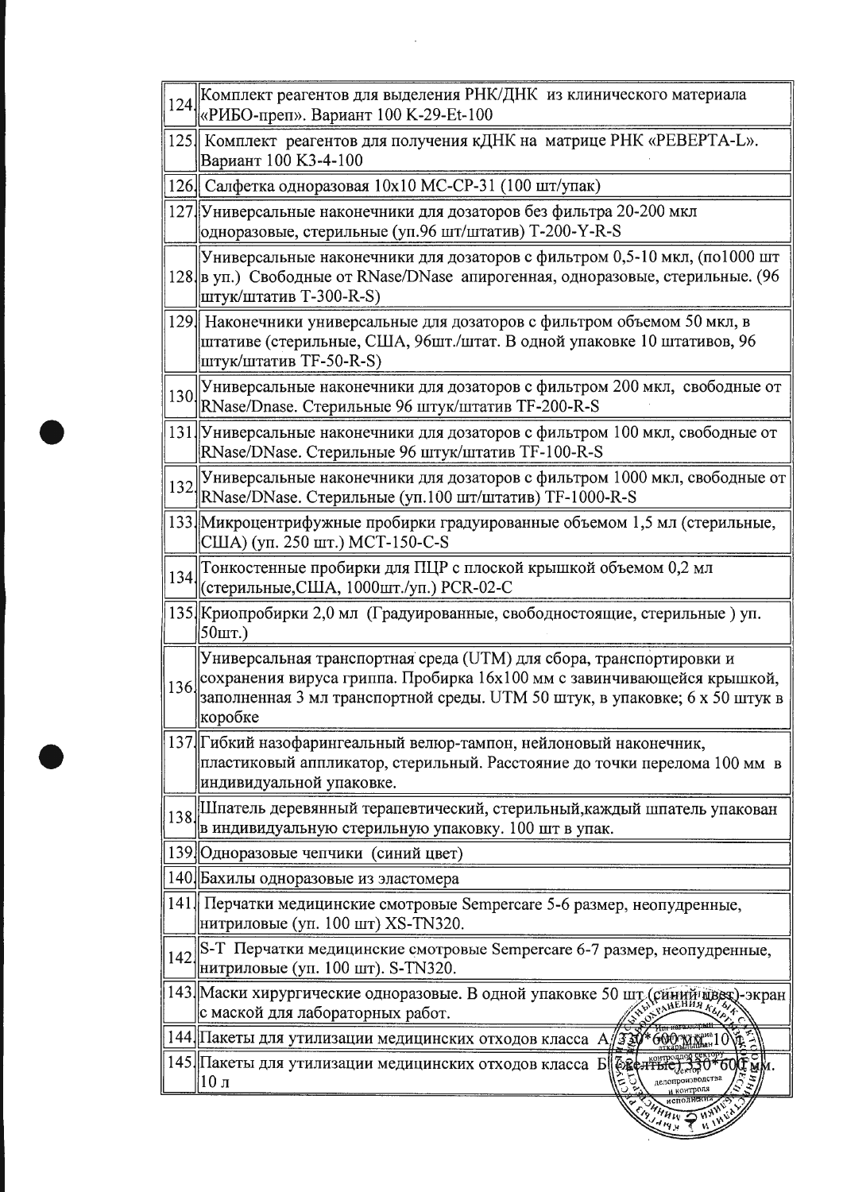| | |
|---|---|
| 124 | Комплект реагентов для выделения РНК/ДНК из клинического материала «РИБО-преп». Вариант 100 К-29-Et-100 |
| 125 | Комплект реагентов для получения кДНК на матрице РНК «РЕВЕРТА-L». Вариант 100 К3-4-100 |
| 126 | Салфетка одноразовая 10x10 МС-СР-31 (100 шт/упак) |
| 127 | Универсальные наконечники для дозаторов без фильтра 20-200 мкл одноразовые, стерильные (уп.96 шт/штатив) T-200-Y-R-S |
| 128 | Универсальные наконечники для дозаторов с фильтром 0,5-10 мкл, (по1000 шт в уп.) Свободные от RNase/DNase апирогенная, одноразовые, стерильные. (96 штук/штатив Т-300-R-S) |
| 129 | Наконечники универсальные для дозаторов с фильтром объемом 50 мкл, в штативе (стерильные, США, 96шт./штат. В одной упаковке 10 штативов, 96 штук/штатив TF-50-R-S) |
| 130 | Универсальные наконечники для дозаторов с фильтром 200 мкл, свободные от RNase/Dnase. Стерильные 96 штук/штатив TF-200-R-S |
| 131 | Универсальные наконечники для дозаторов с фильтром 100 мкл, свободные от RNase/DNase. Стерильные 96 штук/штатив TF-100-R-S |
| 132 | Универсальные наконечники для дозаторов с фильтром 1000 мкл, свободные от RNase/DNase. Стерильные (уп.100 шт/штатив) TF-1000-R-S |
| 133 | Микроцентрифужные пробирки градуированные объемом 1,5 мл (стерильные, США) (уп. 250 шт.) МСТ-150-C-S |
| 134 | Тонкостенные пробирки для ПЦР с плоской крышкой объемом 0,2 мл (стерильные,США, 1000шт./уп.) PCR-02-C |
| 135 | Криопробирки 2,0 мл (Градуированные, свободностоящие, стерильные ) уп. 50шт.) |
| 136 | Универсальная транспортная среда (UTM) для сбора, транспортировки и сохранения вируса гриппа. Пробирка 16х100 мм с завинчивающейся крышкой, заполненная 3 мл транспортной среды. UTM 50 штук, в упаковке; 6 х 50 штук в коробке |
| 137 | Гибкий назофарингеальный велюр-тампон, нейлоновый наконечник, пластиковый аппликатор, стерильный. Расстояние до точки перелома 100 мм в индивидуальной упаковке. |
| 138 | Шпатель деревянный терапевтический, стерильный,каждый шпатель упакован в индивидуальную стерильную упаковку. 100 шт в упак. |
| 139 | Одноразовые чепчики (синий цвет) |
| 140 | Бахилы одноразовые из эластомера |
| 141 | Перчатки медицинские смотровые Sempercare 5-6 размер, неопудренные, нитриловые (уп. 100 шт) XS-TN320. |
| 142 | S-T Перчатки медицинские смотровые Sempercare 6-7 размер, неопудренные, нитриловые (уп. 100 шт). S-TN320. |
| 143 | Маски хирургические одноразовые. В одной упаковке 50 шт (синий цвет)-экран с маской для лабораторных работ. |
| 144 | Пакеты для утилизации медицинских отходов класса А 330*600 мм 10 л |
| 145 | Пакеты для утилизации медицинских отходов класса Б (желтые) 330*600 мм. 10 л |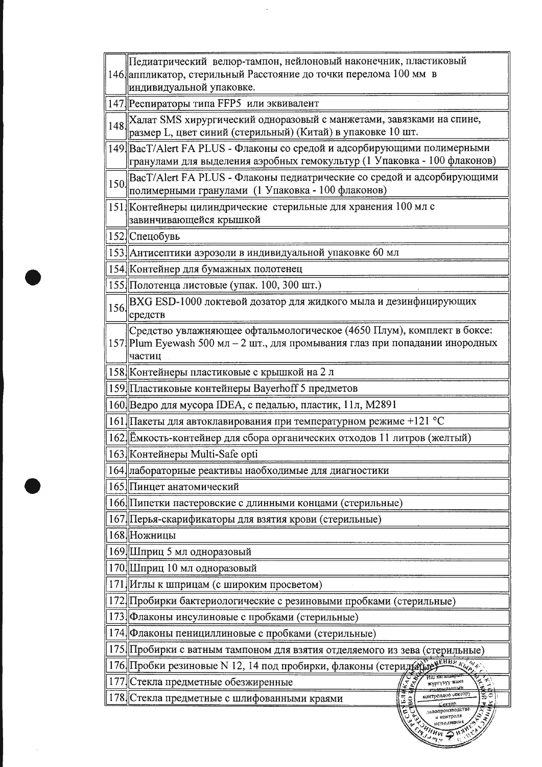| | |
|---|---|
| 146. | Педиатрический велюр-тампон, нейлоновый наконечник, пластиковый аппликатор, стерильный Расстояние до точки перелома 100 мм в индивидуальной упаковке. |
| 147. | Респираторы типа FFP5 или эквивалент |
| 148. | Халат SMS хирургический одноразовый с манжетами, завязками на спине, размер L, цвет синий (стерильный) (Китай) в упаковке 10 шт. |
| 149. | BacT/Alert FA PLUS - Флаконы со средой и адсорбирующими полимерными гранулами для выделения аэробных гемокультур (1 Упаковка - 100 флаконов) |
| 150. | BacT/Alert FA PLUS - Флаконы педиатрические со средой и адсорбирующими полимерными гранулами (1 Упаковка - 100 флаконов) |
| 151. | Контейнеры цилиндрические стерильные для хранения 100 мл с завинчивающейся крышкой |
| 152. | Спецобувь |
| 153. | Антисептики аэрозоли в индивидуальной упаковке 60 мл |
| 154. | Контейнер для бумажных полотенец |
| 155. | Полотенца листовые (упак. 100, 300 шт.) |
| 156. | BXG ESD-1000 локтевой дозатор для жидкого мыла и дезинфицирующих средств |
| 157. | Средство увлажняющее офтальмологическое (4650 Плум), комплект в боксе: Plum Eyewash 500 мл – 2 шт., для промывания глаз при попадании инородных частиц |
| 158. | Контейнеры пластиковые с крышкой на 2 л |
| 159. | Пластиковые контейнеры Bayerhoff 5 предметов |
| 160. | Ведро для мусора IDEA, с педалью, пластик, 11л, М2891 |
| 161. | Пакеты для автоклавирования при температурном режиме +121 °С |
| 162. | Ёмкость-контейнер для сбора органических отходов 11 литров (желтый) |
| 163. | Контейнеры Multi-Safe opti |
| 164. | лабораторные реактивы наобходимые для диагностики |
| 165. | Пинцет анатомический |
| 166. | Пипетки пастеровские с длинными концами (стерильные) |
| 167. | Перья-скарификаторы для взятия крови (стерильные) |
| 168. | Ножницы |
| 169. | Шприц 5 мл одноразовый |
| 170. | Шприц 10 мл одноразовый |
| 171. | Иглы к шприцам (с широким просветом) |
| 172. | Пробирки бактериологические с резиновыми пробками (стерильные) |
| 173. | Флаконы инсулиновые с пробками (стерильные) |
| 174. | Флаконы пенициллиновые с пробками (стерильные) |
| 175. | Пробирки с ватным тампоном для взятия отделяемого из зева (стерильные) |
| 176. | Пробки резиновые N 12, 14 под пробирки, флаконы (стерильные) |
| 177. | Стекла предметные обезжиренные |
| 178. | Стекла предметные с шлифованными краями |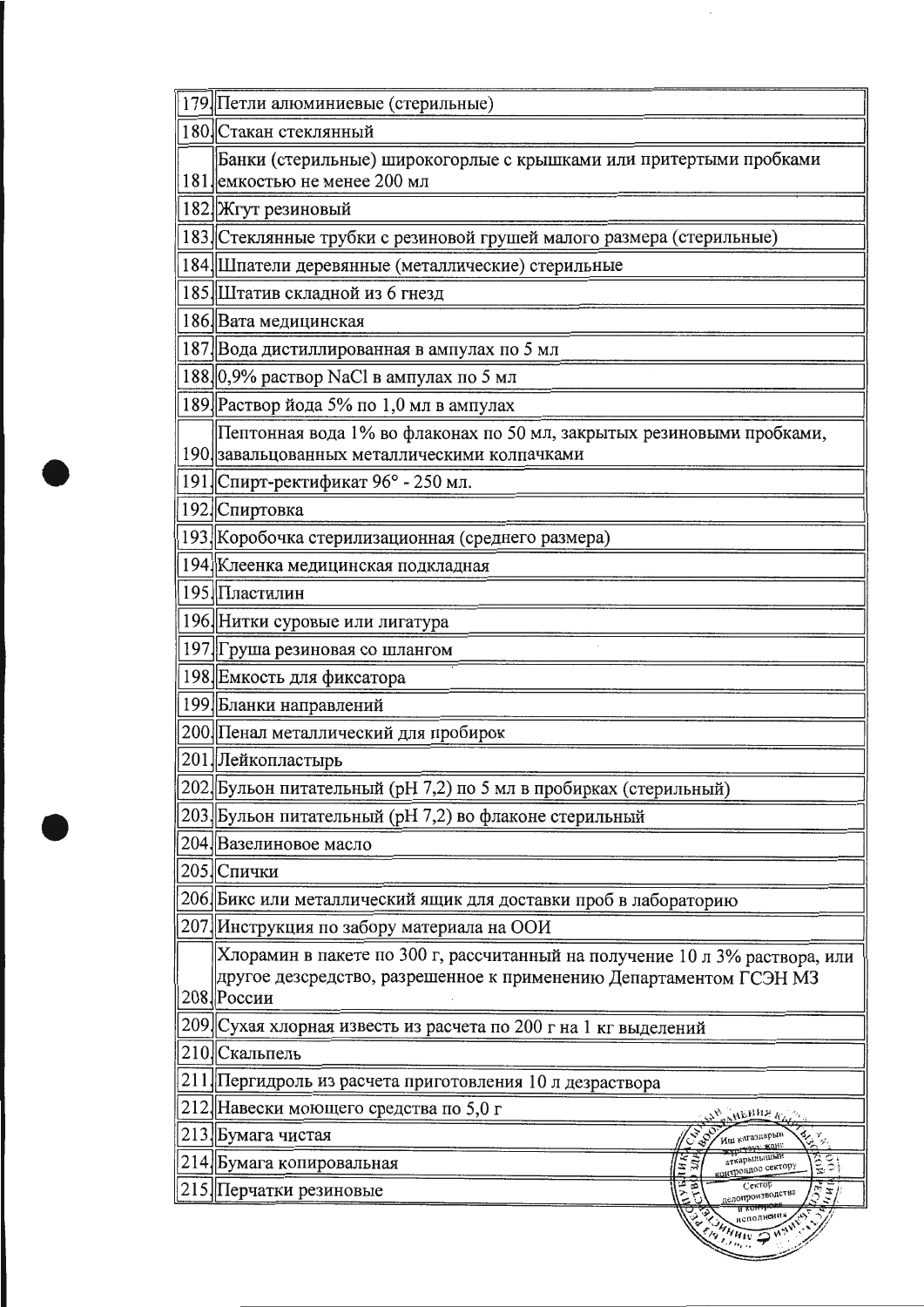| | |
|---|---|
| 179 | Петли алюминиевые (стерильные) |
| 180 | Стакан стеклянный |
| 181 | Банки (стерильные) широкогорлые с крышками или притертыми пробками емкостью не менее 200 мл |
| 182 | Жгут резиновый |
| 183 | Стеклянные трубки с резиновой грушей малого размера (стерильные) |
| 184 | Шпатели деревянные (металлические) стерильные |
| 185 | Штатив складной из 6 гнезд |
| 186 | Вата медицинская |
| 187 | Вода дистиллированная в ампулах по 5 мл |
| 188 | 0,9% раствор NaCl в ампулах по 5 мл |
| 189 | Раствор йода 5% по 1,0 мл в ампулах |
| 190 | Пептонная вода 1% во флаконах по 50 мл, закрытых резиновыми пробками, завальцованных металлическими колпачками |
| 191 | Спирт-ректификат 96° - 250 мл. |
| 192 | Спиртовка |
| 193 | Коробочка стерилизационная (среднего размера) |
| 194 | Клеенка медицинская подкладная |
| 195 | Пластилин |
| 196 | Нитки суровые или лигатура |
| 197 | Груша резиновая со шлангом |
| 198 | Емкость для фиксатора |
| 199 | Бланки направлений |
| 200 | Пенал металлический для пробирок |
| 201 | Лейкопластырь |
| 202 | Бульон питательный (pH 7,2) по 5 мл в пробирках (стерильный) |
| 203 | Бульон питательный (pH 7,2) во флаконе стерильный |
| 204 | Вазелиновое масло |
| 205 | Спички |
| 206 | Бикс или металлический ящик для доставки проб в лабораторию |
| 207 | Инструкция по забору материала на ООИ |
| 208 | Хлорамин в пакете по 300 г, рассчитанный на получение 10 л 3% раствора, или другое дезсредство, разрешенное к применению Департаментом ГСЭН МЗ России |
| 209 | Сухая хлорная известь из расчета по 200 г на 1 кг выделений |
| 210 | Скальпель |
| 211 | Пергидроль из расчета приготовления 10 л дезраствора |
| 212 | Навески моющего средства по 5,0 г |
| 213 | Бумага чистая |
| 214 | Бумага копировальная |
| 215 | Перчатки резиновые |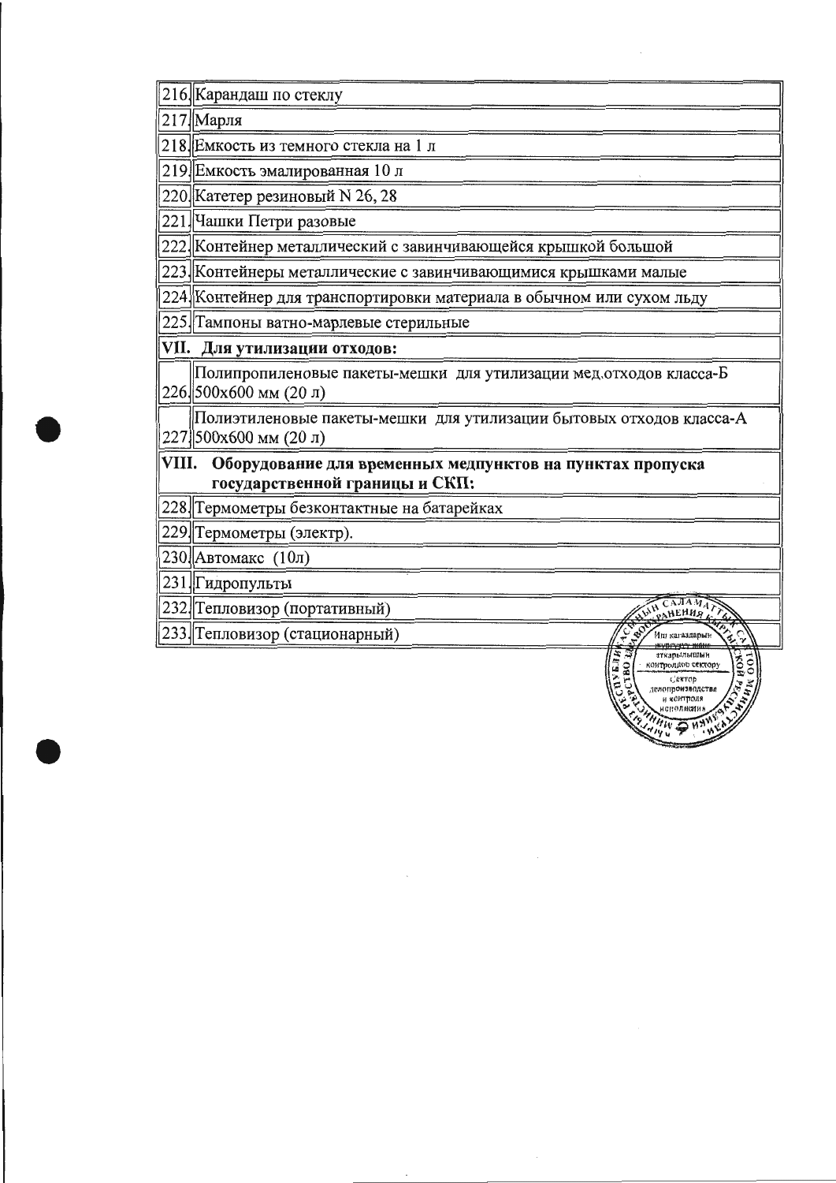| | |
|---|---|
| 216. | Карандаш по стеклу |
| 217. | Марля |
| 218. | Емкость из темного стекла на 1 л |
| 219. | Емкость эмалированная 10 л |
| 220. | Катетер резиновый N 26, 28 |
| 221. | Чашки Петри разовые |
| 222. | Контейнер металлический с завинчивающейся крышкой большой |
| 223. | Контейнеры металлические с завинчивающимися крышками малые |
| 224. | Контейнер для транспортировки материала в обычном или сухом льду |
| 225. | Тампоны ватно-марлевые стерильные |
| **VII.** | **Для утилизации отходов:** |
| 226. | Полипропиленовые пакеты-мешки для утилизации мед.отходов класса-Б 500х600 мм (20 л) |
| 227. | Полиэтиленовые пакеты-мешки для утилизации бытовых отходов класса-А 500х600 мм (20 л) |
| **VIII.** | **Оборудование для временных медпунктов на пунктах пропуска государственной границы и СКП:** |
| 228. | Термометры безконтактные на батарейках |
| 229. | Термометры (электр). |
| 230. | Автомакс (10л) |
| 231. | Гидропульты |
| 232. | Тепловизор (портативный) |
| 233. | Тепловизор (стационарный) |